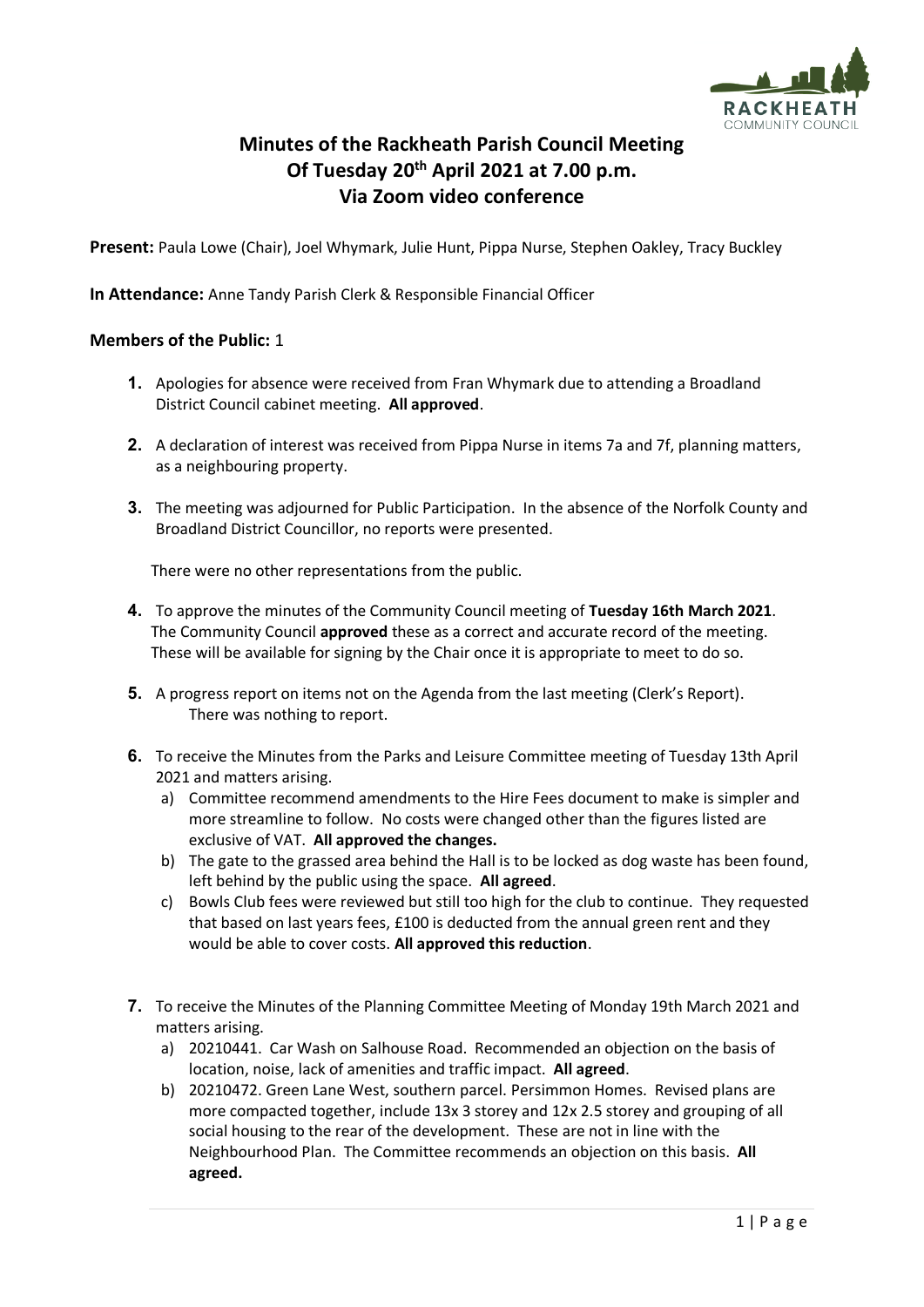# Minutes of the Rackheath Parish Council Meeting
# Of Tuesday 20th April 2021 at 7.00 p.m.
# Via Zoom video conference

**Present:** Paula Lowe (Chair), Joel Whymark, Julie Hunt, Pippa Nurse, Stephen Oakley, Tracy Buckley

**In Attendance:** Anne Tandy Parish Clerk & Responsible Financial Officer

**Members of the Public:** 1

1. Apologies for absence were received from Fran Whymark due to attending a Broadland District Council cabinet meeting. **All approved**.

2. A declaration of interest was received from Pippa Nurse in items 7a and 7f, planning matters, as a neighbouring property.

3. The meeting was adjourned for Public Participation. In the absence of the Norfolk County and Broadland District Councillor, no reports were presented.

   There were no other representations from the public.

4. To approve the minutes of the Community Council meeting of **Tuesday 16th March 2021**. The Community Council **approved** these as a correct and accurate record of the meeting. These will be available for signing by the Chair once it is appropriate to meet to do so.

5. A progress report on items not on the Agenda from the last meeting (Clerk's Report). There was nothing to report.

6. To receive the Minutes from the Parks and Leisure Committee meeting of Tuesday 13th April 2021 and matters arising.
   a) Committee recommend amendments to the Hire Fees document to make is simpler and more streamline to follow. No costs were changed other than the figures listed are exclusive of VAT. **All approved the changes.**
   b) The gate to the grassed area behind the Hall is to be locked as dog waste has been found, left behind by the public using the space. **All agreed**.
   c) Bowls Club fees were reviewed but still too high for the club to continue. They requested that based on last years fees, £100 is deducted from the annual green rent and they would be able to cover costs. **All approved this reduction**.

7. To receive the Minutes of the Planning Committee Meeting of Monday 19th March 2021 and matters arising.
   a) 20210441. Car Wash on Salhouse Road. Recommended an objection on the basis of location, noise, lack of amenities and traffic impact. **All agreed**.
   b) 20210472. Green Lane West, southern parcel. Persimmon Homes. Revised plans are more compacted together, include 13x 3 storey and 12x 2.5 storey and grouping of all social housing to the rear of the development. These are not in line with the Neighbourhood Plan. The Committee recommends an objection on this basis. **All agreed.**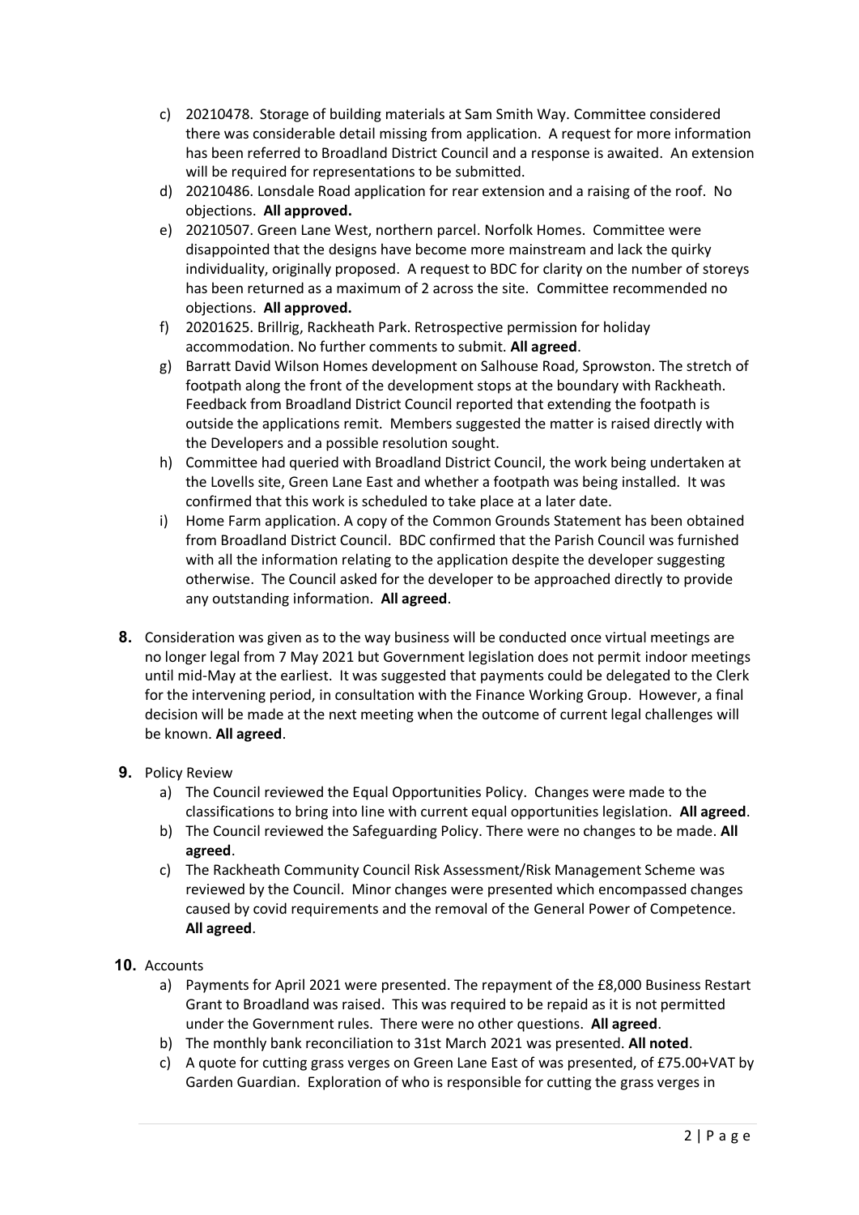c) 20210478. Storage of building materials at Sam Smith Way. Committee considered there was considerable detail missing from application. A request for more information has been referred to Broadland District Council and a response is awaited. An extension will be required for representations to be submitted.
d) 20210486. Lonsdale Road application for rear extension and a raising of the roof. No objections. **All approved.**
e) 20210507. Green Lane West, northern parcel. Norfolk Homes. Committee were disappointed that the designs have become more mainstream and lack the quirky individuality, originally proposed. A request to BDC for clarity on the number of storeys has been returned as a maximum of 2 across the site. Committee recommended no objections. **All approved.**
f) 20201625. Brillrig, Rackheath Park. Retrospective permission for holiday accommodation. No further comments to submit. **All agreed**.
g) Barratt David Wilson Homes development on Salhouse Road, Sprowston. The stretch of footpath along the front of the development stops at the boundary with Rackheath. Feedback from Broadland District Council reported that extending the footpath is outside the applications remit. Members suggested the matter is raised directly with the Developers and a possible resolution sought.
h) Committee had queried with Broadland District Council, the work being undertaken at the Lovells site, Green Lane East and whether a footpath was being installed. It was confirmed that this work is scheduled to take place at a later date.
i) Home Farm application. A copy of the Common Grounds Statement has been obtained from Broadland District Council. BDC confirmed that the Parish Council was furnished with all the information relating to the application despite the developer suggesting otherwise. The Council asked for the developer to be approached directly to provide any outstanding information. **All agreed**.

**8.** Consideration was given as to the way business will be conducted once virtual meetings are no longer legal from 7 May 2021 but Government legislation does not permit indoor meetings until mid-May at the earliest. It was suggested that payments could be delegated to the Clerk for the intervening period, in consultation with the Finance Working Group. However, a final decision will be made at the next meeting when the outcome of current legal challenges will be known. **All agreed**.

**9.** Policy Review

a) The Council reviewed the Equal Opportunities Policy. Changes were made to the classifications to bring into line with current equal opportunities legislation. **All agreed**.
b) The Council reviewed the Safeguarding Policy. There were no changes to be made. **All agreed**.
c) The Rackheath Community Council Risk Assessment/Risk Management Scheme was reviewed by the Council. Minor changes were presented which encompassed changes caused by covid requirements and the removal of the General Power of Competence. **All agreed**.

**10.** Accounts

a) Payments for April 2021 were presented. The repayment of the £8,000 Business Restart Grant to Broadland was raised. This was required to be repaid as it is not permitted under the Government rules. There were no other questions. **All agreed**.
b) The monthly bank reconciliation to 31st March 2021 was presented. **All noted**.
c) A quote for cutting grass verges on Green Lane East of was presented, of £75.00+VAT by Garden Guardian. Exploration of who is responsible for cutting the grass verges in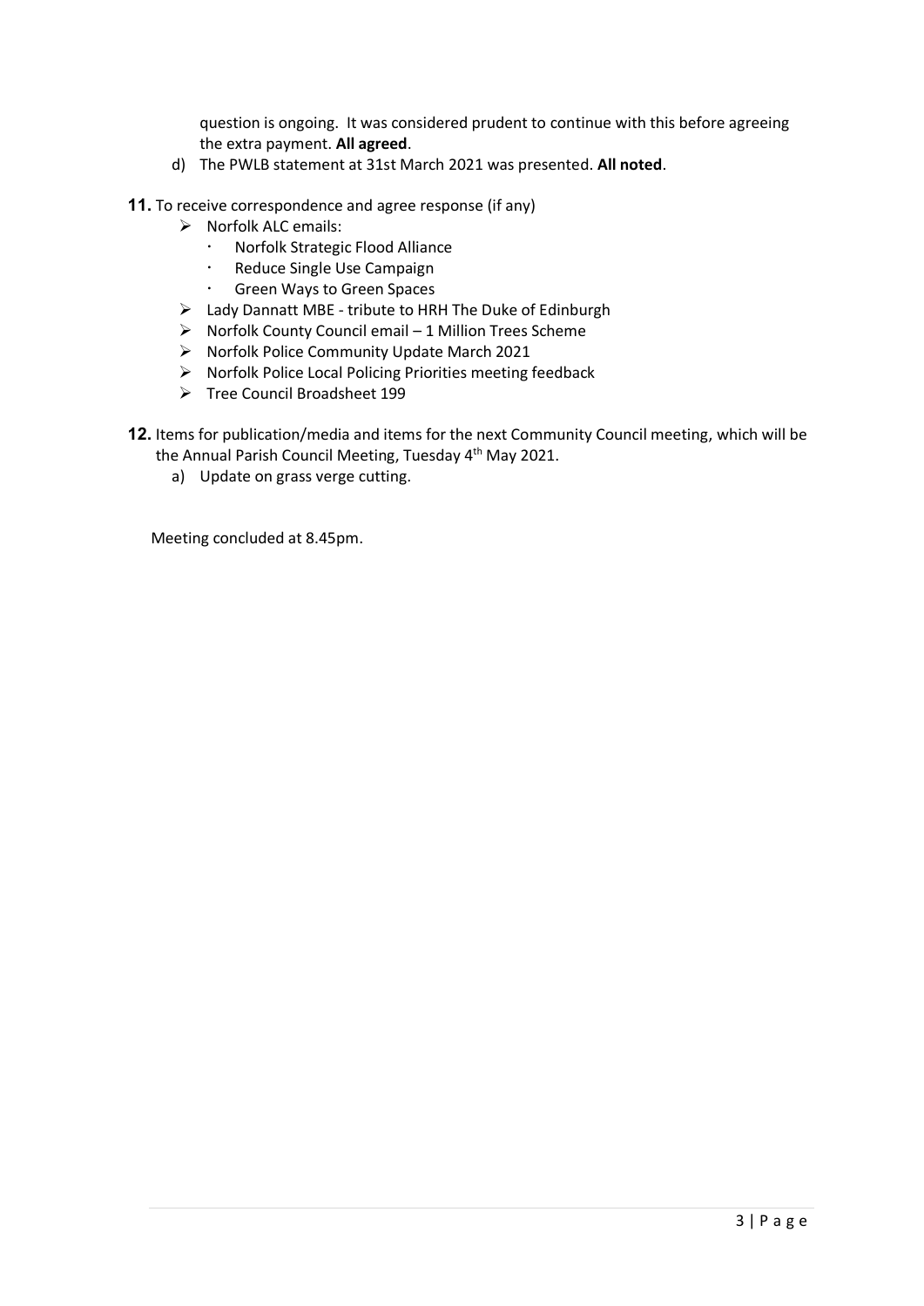question is ongoing. It was considered prudent to continue with this before agreeing the extra payment. **All agreed**.

d) The PWLB statement at 31st March 2021 was presented. **All noted**.

**11.** To receive correspondence and agree response (if any)

- Norfolk ALC emails:
  - Norfolk Strategic Flood Alliance
  - Reduce Single Use Campaign
  - Green Ways to Green Spaces
- Lady Dannatt MBE - tribute to HRH The Duke of Edinburgh
- Norfolk County Council email – 1 Million Trees Scheme
- Norfolk Police Community Update March 2021
- Norfolk Police Local Policing Priorities meeting feedback
- Tree Council Broadsheet 199

**12.** Items for publication/media and items for the next Community Council meeting, which will be the Annual Parish Council Meeting, Tuesday 4th May 2021.

a) Update on grass verge cutting.

Meeting concluded at 8.45pm.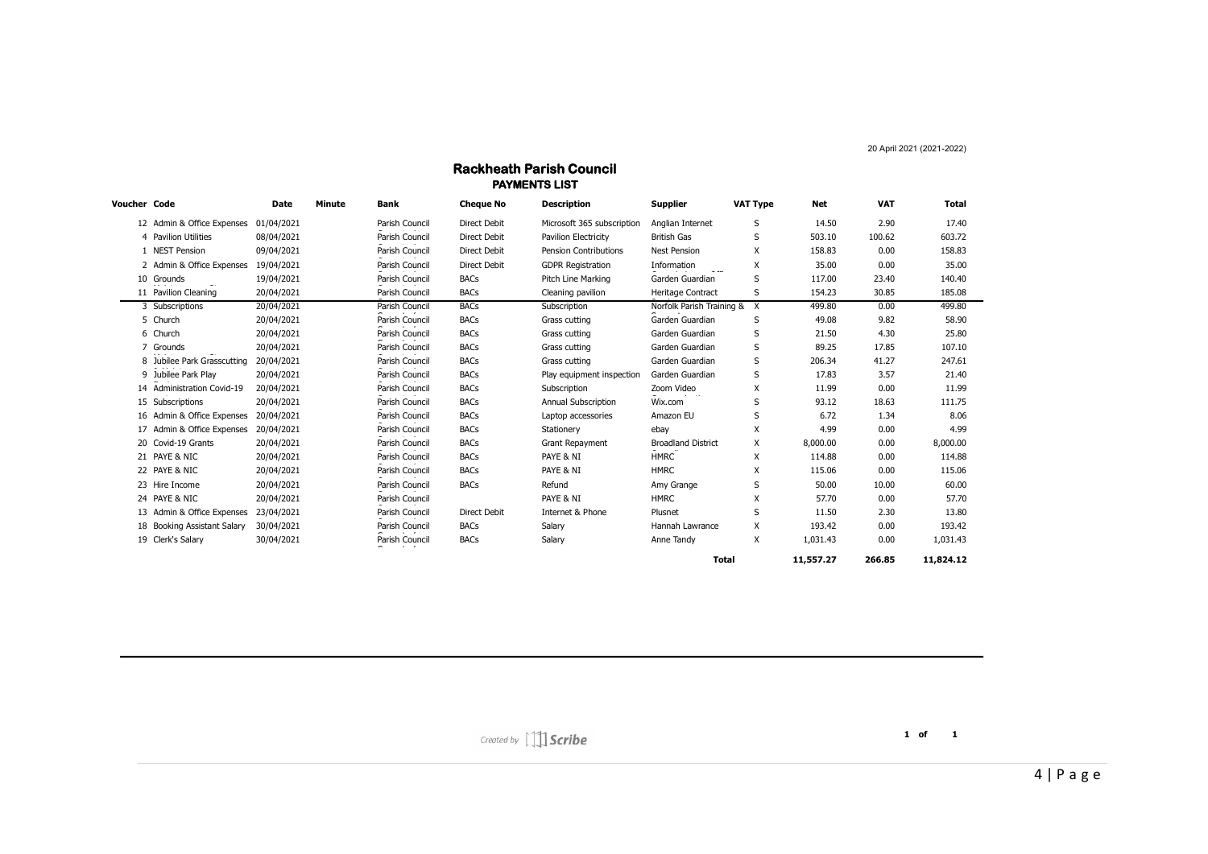20 April 2021 (2021-2022)

# Rackheath Parish Council

## PAYMENTS LIST

| Voucher | Code | Date | Minute | Bank | Cheque No | Description | Supplier | VAT Type | Net | VAT | Total |
|---|---|---|---|---|---|---|---|---|---|---|---|
| 12 | Admin & Office Expenses | 01/04/2021 | | Parish Council | Direct Debit | Microsoft 365 subscription | Anglian Internet | S | 14.50 | 2.90 | 17.40 |
| 4 | Pavilion Utilities | 08/04/2021 | | Parish Council | Direct Debit | Pavilion Electricity | British Gas | S | 503.10 | 100.62 | 603.72 |
| 1 | NEST Pension | 09/04/2021 | | Parish Council | Direct Debit | Pension Contributions | Nest Pension | X | 158.83 | 0.00 | 158.83 |
| 2 | Admin & Office Expenses | 19/04/2021 | | Parish Council | Direct Debit | GDPR Registration | Information | X | 35.00 | 0.00 | 35.00 |
| 10 | Grounds | 19/04/2021 | | Parish Council | BACs | Pitch Line Marking | Garden Guardian | S | 117.00 | 23.40 | 140.40 |
| 11 | Pavilion Cleaning | 20/04/2021 | | Parish Council | BACs | Cleaning pavilion | Heritage Contract | S | 154.23 | 30.85 | 185.08 |
| 3 | Subscriptions | 20/04/2021 | | Parish Council | BACs | Subscription | Norfolk Parish Training & | X | 499.80 | 0.00 | 499.80 |
| 5 | Church | 20/04/2021 | | Parish Council | BACs | Grass cutting | Garden Guardian | S | 49.08 | 9.82 | 58.90 |
| 6 | Church | 20/04/2021 | | Parish Council | BACs | Grass cutting | Garden Guardian | S | 21.50 | 4.30 | 25.80 |
| 7 | Grounds | 20/04/2021 | | Parish Council | BACs | Grass cutting | Garden Guardian | S | 89.25 | 17.85 | 107.10 |
| 8 | Jubilee Park Grasscutting | 20/04/2021 | | Parish Council | BACs | Grass cutting | Garden Guardian | S | 206.34 | 41.27 | 247.61 |
| 9 | Jubilee Park Play | 20/04/2021 | | Parish Council | BACs | Play equipment inspection | Garden Guardian | S | 17.83 | 3.57 | 21.40 |
| 14 | Administration Covid-19 | 20/04/2021 | | Parish Council | BACs | Subscription | Zoom Video | X | 11.99 | 0.00 | 11.99 |
| 15 | Subscriptions | 20/04/2021 | | Parish Council | BACs | Annual Subscription | Wix.com | S | 93.12 | 18.63 | 111.75 |
| 16 | Admin & Office Expenses | 20/04/2021 | | Parish Council | BACs | Laptop accessories | Amazon EU | S | 6.72 | 1.34 | 8.06 |
| 17 | Admin & Office Expenses | 20/04/2021 | | Parish Council | BACs | Stationery | ebay | X | 4.99 | 0.00 | 4.99 |
| 20 | Covid-19 Grants | 20/04/2021 | | Parish Council | BACs | Grant Repayment | Broadland District | X | 8,000.00 | 0.00 | 8,000.00 |
| 21 | PAYE & NIC | 20/04/2021 | | Parish Council | BACs | PAYE & NI | HMRC | X | 114.88 | 0.00 | 114.88 |
| 22 | PAYE & NIC | 20/04/2021 | | Parish Council | BACs | PAYE & NI | HMRC | X | 115.06 | 0.00 | 115.06 |
| 23 | Hire Income | 20/04/2021 | | Parish Council | BACs | Refund | Amy Grange | S | 50.00 | 10.00 | 60.00 |
| 24 | PAYE & NIC | 20/04/2021 | | Parish Council | | PAYE & NI | HMRC | X | 57.70 | 0.00 | 57.70 |
| 13 | Admin & Office Expenses | 23/04/2021 | | Parish Council | Direct Debit | Internet & Phone | Plusnet | S | 11.50 | 2.30 | 13.80 |
| 18 | Booking Assistant Salary | 30/04/2021 | | Parish Council | BACs | Salary | Hannah Lawrance | X | 193.42 | 0.00 | 193.42 |
| 19 | Clerk's Salary | 30/04/2021 | | Parish Council | BACs | Salary | Anne Tandy | X | 1,031.43 | 0.00 | 1,031.43 |
| | | | | | | | **Total** | | **11,557.27** | **266.85** | **11,824.12** |

Created by Scribe